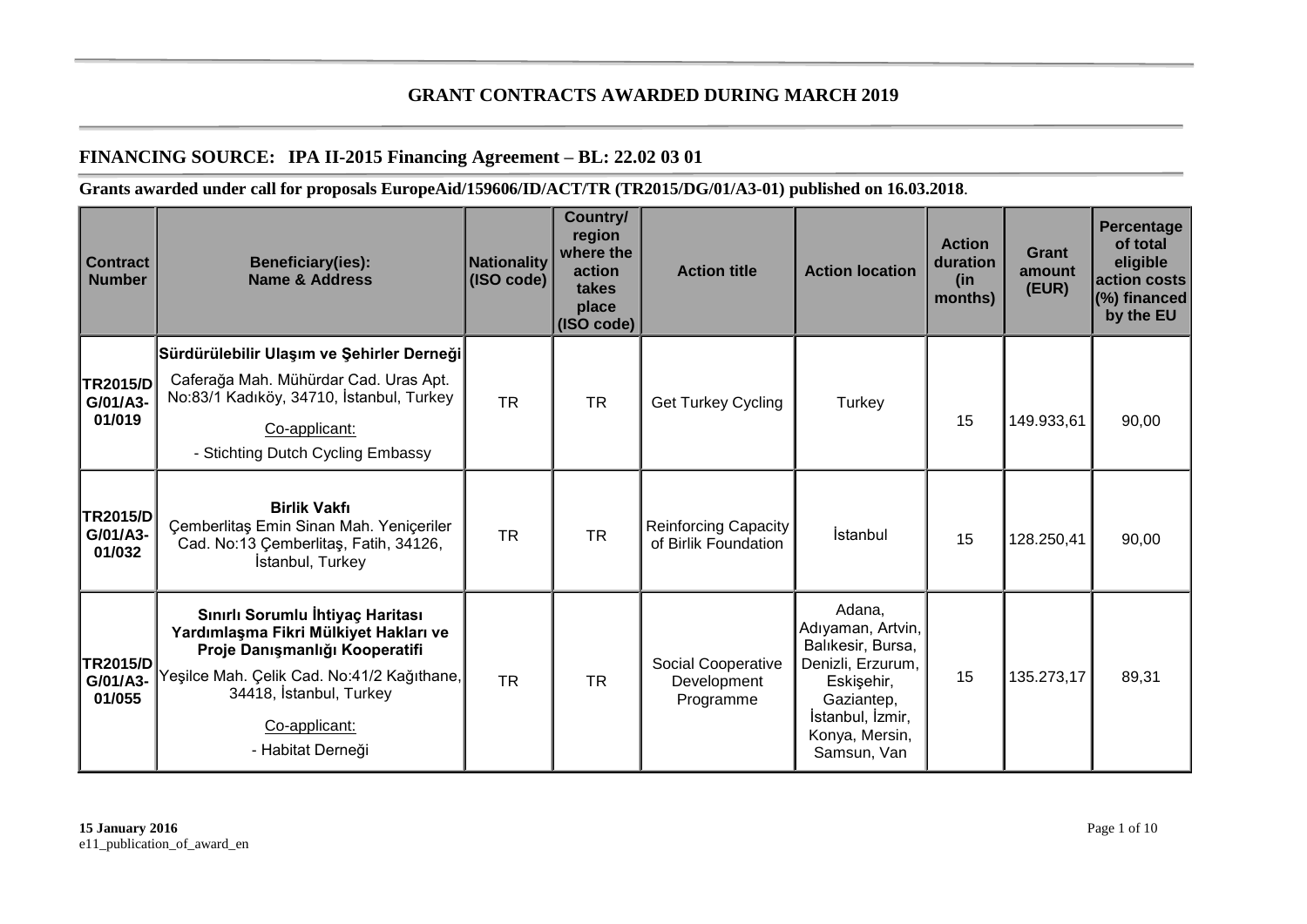# GRANT CONTRACTS AWARDED DURING MARCH 2019

## FINANCING SOURCE: IPA II-2015 Financing Agreement – BL: 22.02 03 01

**Grants awarded under call for proposals EuropeAid/159606/ID/ACT/TR (TR2015/DG/01/A3-01) published on 16.03.2018**.

| Contract Number | Beneficiary(ies): Name & Address | Nationality (ISO code) | Country/ region where the action takes place (ISO code) | Action title | Action location | Action duration (in months) | Grant amount (EUR) | Percentage of total eligible action costs (%) financed by the EU |
|---|---|---|---|---|---|---|---|---|
| TR2015/DG/01/A3-01/019 | **Sürdürülebilir Ulaşım ve Şehirler Derneği** Caferağa Mah. Mühürdar Cad. Uras Apt. No:83/1 Kadıköy, 34710, İstanbul, Turkey Co-applicant: - Stichting Dutch Cycling Embassy | TR | TR | Get Turkey Cycling | Turkey | 15 | 149.933,61 | 90,00 |
| TR2015/DG/01/A3-01/032 | **Birlik Vakfı** Çemberlitaş Emin Sinan Mah. Yeniçeriler Cad. No:13 Çemberlitaş, Fatih, 34126, İstanbul, Turkey | TR | TR | Reinforcing Capacity of Birlik Foundation | İstanbul | 15 | 128.250,41 | 90,00 |
| TR2015/DG/01/A3-01/055 | **Sınırlı Sorumlu İhtiyaç Haritası Yardımlaşma Fikri Mülkiyet Hakları ve Proje Danışmanlığı Kooperatifi** Yeşilce Mah. Çelik Cad. No:41/2 Kağıthane, 34418, İstanbul, Turkey Co-applicant: - Habitat Derneği | TR | TR | Social Cooperative Development Programme | Adana, Adıyaman, Artvin, Balıkesir, Bursa, Denizli, Erzurum, Eskişehir, Gaziantep, İstanbul, İzmir, Konya, Mersin, Samsun, Van | 15 | 135.273,17 | 89,31 |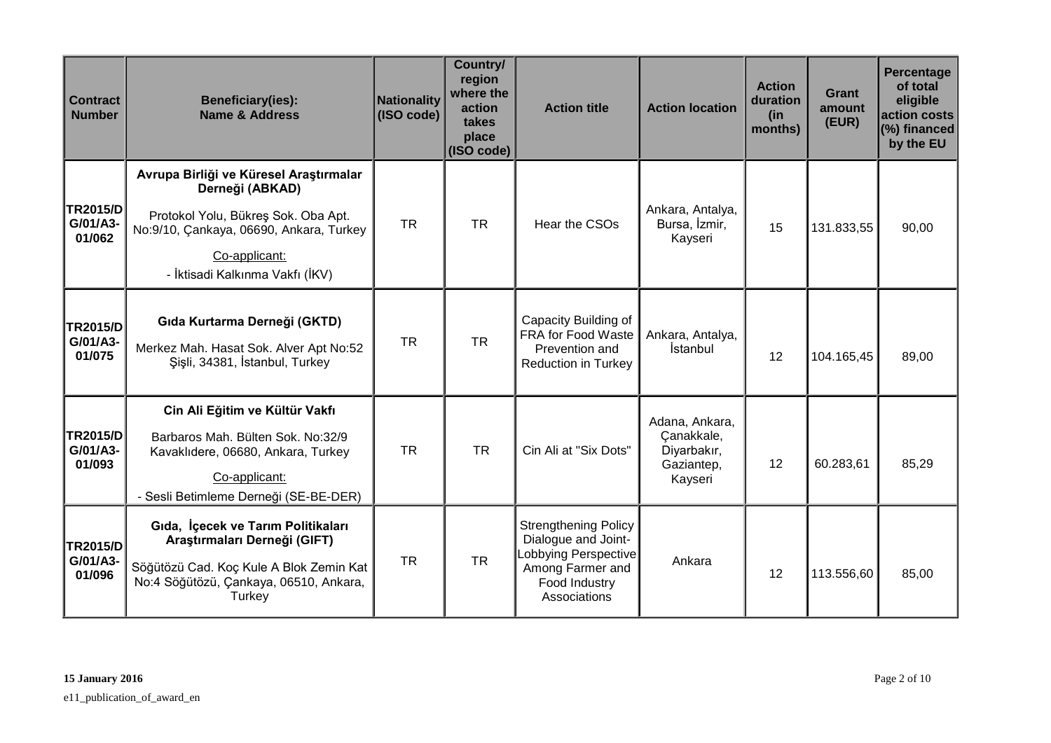| Contract Number | Beneficiary(ies): Name & Address | Nationality (ISO code) | Country/ region where the action takes place (ISO code) | Action title | Action location | Action duration (in months) | Grant amount (EUR) | Percentage of total eligible action costs (%) financed by the EU |
|---|---|---|---|---|---|---|---|---|
| TR2015/DG/01/A3-01/062 | **Avrupa Birliği ve Küresel Araştırmalar Derneği (ABKAD)**<br>Protokol Yolu, Bükreş Sok. Oba Apt. No:9/10, Çankaya, 06690, Ankara, Turkey<br>Co-applicant:<br>- İktisadi Kalkınma Vakfı (İKV) | TR | TR | Hear the CSOs | Ankara, Antalya, Bursa, İzmir, Kayseri | 15 | 131.833,55 | 90,00 |
| TR2015/DG/01/A3-01/075 | **Gıda Kurtarma Derneği (GKTD)**<br>Merkez Mah. Hasat Sok. Alver Apt No:52 Şişli, 34381, İstanbul, Turkey | TR | TR | Capacity Building of FRA for Food Waste Prevention and Reduction in Turkey | Ankara, Antalya, İstanbul | 12 | 104.165,45 | 89,00 |
| TR2015/DG/01/A3-01/093 | **Cin Ali Eğitim ve Kültür Vakfı**<br>Barbaros Mah. Bülten Sok. No:32/9 Kavaklıdere, 06680, Ankara, Turkey<br>Co-applicant:<br>- Sesli Betimleme Derneği (SE-BE-DER) | TR | TR | Cin Ali at "Six Dots" | Adana, Ankara, Çanakkale, Diyarbakır, Gaziantep, Kayseri | 12 | 60.283,61 | 85,29 |
| TR2015/DG/01/A3-01/096 | **Gıda, İçecek ve Tarım Politikaları Araştırmaları Derneği (GIFT)**<br>Söğütözü Cad. Koç Kule A Blok Zemin Kat No:4 Söğütözü, Çankaya, 06510, Ankara, Turkey | TR | TR | Strengthening Policy Dialogue and Joint-Lobbying Perspective Among Farmer and Food Industry Associations | Ankara | 12 | 113.556,60 | 85,00 |

**15 January 2016**

e11_publication_of_award_en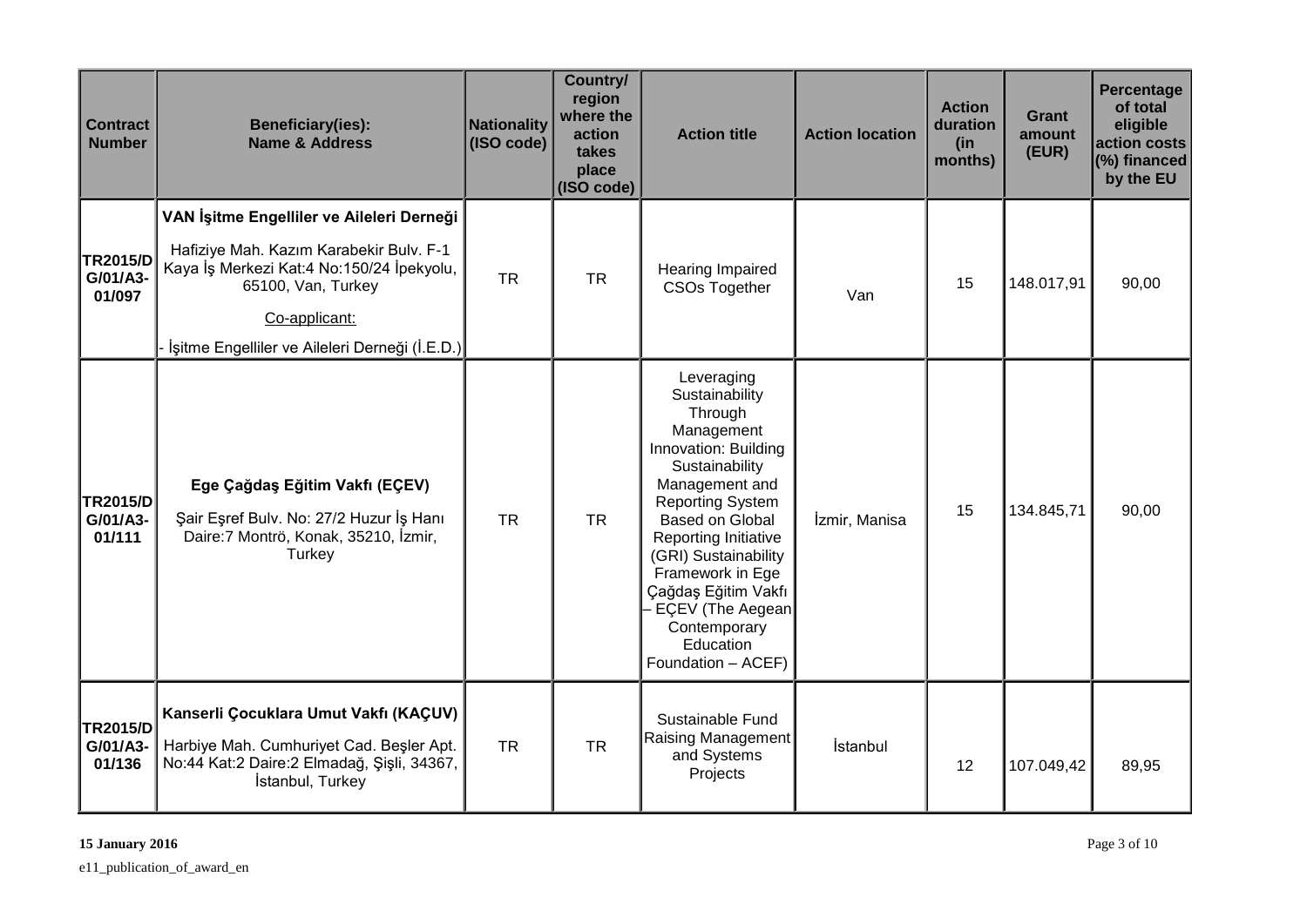| Contract Number | Beneficiary(ies): Name & Address | Nationality (ISO code) | Country/ region where the action takes place (ISO code) | Action title | Action location | Action duration (in months) | Grant amount (EUR) | Percentage of total eligible action costs (%) financed by the EU |
|---|---|---|---|---|---|---|---|---|
| TR2015/DG/01/A3-01/097 | **VAN İşitme Engelliler ve Aileleri Derneği** Hafiziye Mah. Kazım Karabekir Bulv. F-1 Kaya İş Merkezi Kat:4 No:150/24 İpekyolu, 65100, Van, Turkey Co-applicant: - İşitme Engelliler ve Aileleri Derneği (İ.E.D.) | TR | TR | Hearing Impaired CSOs Together | Van | 15 | 148.017,91 | 90,00 |
| TR2015/DG/01/A3-01/111 | **Ege Çağdaş Eğitim Vakfı (EÇEV)** Şair Eşref Bulv. No: 27/2 Huzur İş Hanı Daire:7 Montrö, Konak, 35210, İzmir, Turkey | TR | TR | Leveraging Sustainability Through Management Innovation: Building Sustainability Management and Reporting System Based on Global Reporting Initiative (GRI) Sustainability Framework in Ege Çağdaş Eğitim Vakfı – EÇEV (The Aegean Contemporary Education Foundation – ACEF) | İzmir, Manisa | 15 | 134.845,71 | 90,00 |
| TR2015/DG/01/A3-01/136 | **Kanserli Çocuklara Umut Vakfı (KAÇUV)** Harbiye Mah. Cumhuriyet Cad. Beşler Apt. No:44 Kat:2 Daire:2 Elmadağ, Şişli, 34367, İstanbul, Turkey | TR | TR | Sustainable Fund Raising Management and Systems Projects | İstanbul | 12 | 107.049,42 | 89,95 |

**15 January 2016**

e11_publication_of_award_en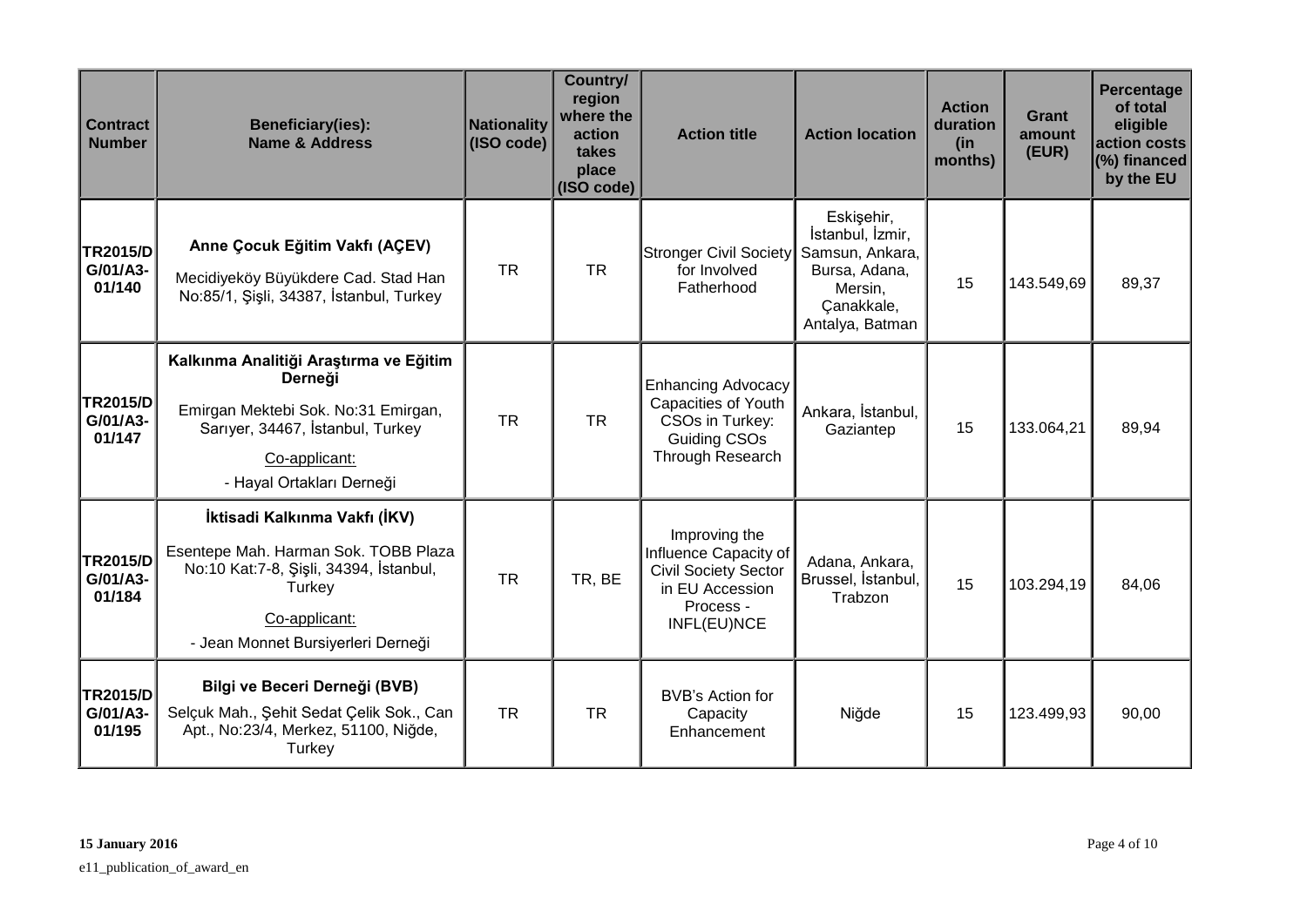| Contract Number | Beneficiary(ies): Name & Address | Nationality (ISO code) | Country/ region where the action takes place (ISO code) | Action title | Action location | Action duration (in months) | Grant amount (EUR) | Percentage of total eligible action costs (%) financed by the EU |
|---|---|---|---|---|---|---|---|---|
| TR2015/DG/01/A3-01/140 | **Anne Çocuk Eğitim Vakfı (AÇEV)**<br>Mecidiyeköy Büyükdere Cad. Stad Han No:85/1, Şişli, 34387, İstanbul, Turkey | TR | TR | Stronger Civil Society for Involved Fatherhood | Eskişehir, İstanbul, İzmir, Samsun, Ankara, Bursa, Adana, Mersin, Çanakkale, Antalya, Batman | 15 | 143.549,69 | 89,37 |
| TR2015/DG/01/A3-01/147 | **Kalkınma Analitiği Araştırma ve Eğitim Derneği**<br>Emirgan Mektebi Sok. No:31 Emirgan, Sarıyer, 34467, İstanbul, Turkey<br>Co-applicant:<br>- Hayal Ortakları Derneği | TR | TR | Enhancing Advocacy Capacities of Youth CSOs in Turkey: Guiding CSOs Through Research | Ankara, İstanbul, Gaziantep | 15 | 133.064,21 | 89,94 |
| TR2015/DG/01/A3-01/184 | **İktisadi Kalkınma Vakfı (İKV)**<br>Esentepe Mah. Harman Sok. TOBB Plaza No:10 Kat:7-8, Şişli, 34394, İstanbul, Turkey<br>Co-applicant:<br>- Jean Monnet Bursiyerleri Derneği | TR | TR, BE | Improving the Influence Capacity of Civil Society Sector in EU Accession Process - INFL(EU)NCE | Adana, Ankara, Brussel, İstanbul, Trabzon | 15 | 103.294,19 | 84,06 |
| TR2015/DG/01/A3-01/195 | **Bilgi ve Beceri Derneği (BVB)**<br>Selçuk Mah., Şehit Sedat Çelik Sok., Can Apt., No:23/4, Merkez, 51100, Niğde, Turkey | TR | TR | BVB's Action for Capacity Enhancement | Niğde | 15 | 123.499,93 | 90,00 |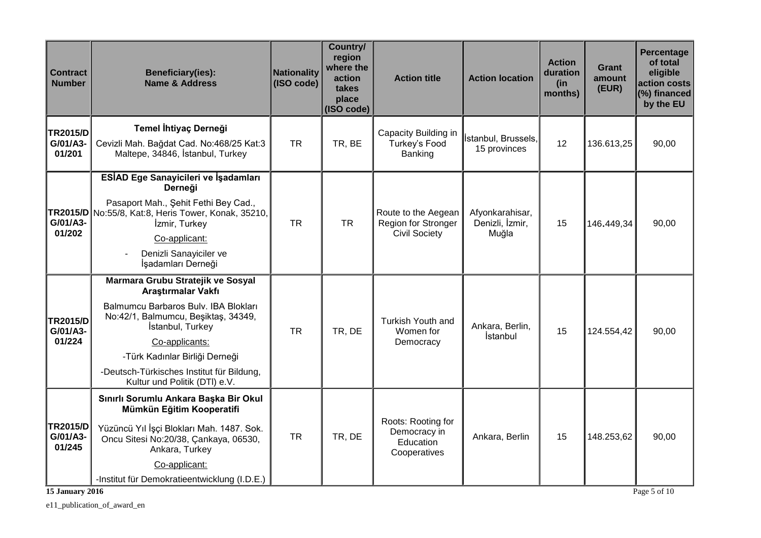| Contract Number | Beneficiary(ies): Name & Address | Nationality (ISO code) | Country/ region where the action takes place (ISO code) | Action title | Action location | Action duration (in months) | Grant amount (EUR) | Percentage of total eligible action costs (%) financed by the EU |
|---|---|---|---|---|---|---|---|---|
| TR2015/DG/01/A3-01/201 | **Temel İhtiyaç Derneği**<br>Cevizli Mah. Bağdat Cad. No:468/25 Kat:3 Maltepe, 34846, İstanbul, Turkey | TR | TR, BE | Capacity Building in Turkey's Food Banking | İstanbul, Brussels, 15 provinces | 12 | 136.613,25 | 90,00 |
| TR2015/DG/01/A3-01/202 | **ESİAD Ege Sanayicileri ve İşadamları Derneği**<br>Pasaport Mah., Şehit Fethi Bey Cad., No:55/8, Kat:8, Heris Tower, Konak, 35210, İzmir, Turkey<br>Co-applicant:<br>- Denizli Sanayiciler ve İşadamları Derneği | TR | TR | Route to the Aegean Region for Stronger Civil Society | Afyonkarahisar, Denizli, İzmir, Muğla | 15 | 146.449,34 | 90,00 |
| TR2015/DG/01/A3-01/224 | **Marmara Grubu Stratejik ve Sosyal Araştırmalar Vakfı**<br>Balmumcu Barbaros Bulv. IBA Blokları No:42/1, Balmumcu, Beşiktaş, 34349, İstanbul, Turkey<br>Co-applicants:<br>-Türk Kadınlar Birliği Derneği<br>-Deutsch-Türkisches Institut für Bildung, Kultur und Politik (DTI) e.V. | TR | TR, DE | Turkish Youth and Women for Democracy | Ankara, Berlin, İstanbul | 15 | 124.554,42 | 90,00 |
| TR2015/DG/01/A3-01/245 | **Sınırlı Sorumlu Ankara Başka Bir Okul Mümkün Eğitim Kooperatifi**<br>Yüzüncü Yıl İşçi Blokları Mah. 1487. Sok. Oncu Sitesi No:20/38, Çankaya, 06530, Ankara, Turkey<br>Co-applicant:<br>-Institut für Demokratieentwicklung (I.D.E.) | TR | TR, DE | Roots: Rooting for Democracy in Education Cooperatives | Ankara, Berlin | 15 | 148.253,62 | 90,00 |

**15 January 2016**

e11_publication_of_award_en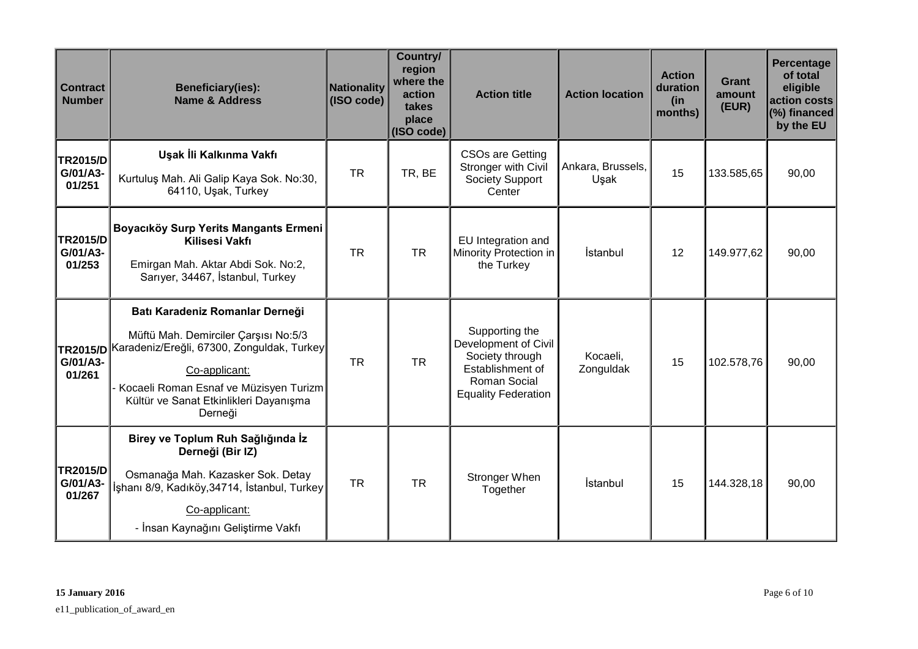| Contract Number | Beneficiary(ies): Name & Address | Nationality (ISO code) | Country/ region where the action takes place (ISO code) | Action title | Action location | Action duration (in months) | Grant amount (EUR) | Percentage of total eligible action costs (%) financed by the EU |
|---|---|---|---|---|---|---|---|---|
| TR2015/DG/01/A3-01/251 | **Uşak İli Kalkınma Vakfı**<br>Kurtuluş Mah. Ali Galip Kaya Sok. No:30, 64110, Uşak, Turkey | TR | TR, BE | CSOs are Getting Stronger with Civil Society Support Center | Ankara, Brussels, Uşak | 15 | 133.585,65 | 90,00 |
| TR2015/DG/01/A3-01/253 | **Boyacıköy Surp Yerits Mangants Ermeni Kilisesi Vakfı**<br>Emirgan Mah. Aktar Abdi Sok. No:2, Sarıyer, 34467, İstanbul, Turkey | TR | TR | EU Integration and Minority Protection in the Turkey | İstanbul | 12 | 149.977,62 | 90,00 |
| TR2015/DG/01/A3-01/261 | **Batı Karadeniz Romanlar Derneği**<br>Müftü Mah. Demirciler Çarşısı No:5/3 Karadeniz/Ereğli, 67300, Zonguldak, Turkey<br>Co-applicant:<br>- Kocaeli Roman Esnaf ve Müzisyen Turizm Kültür ve Sanat Etkinlikleri Dayanışma Derneği | TR | TR | Supporting the Development of Civil Society through Establishment of Roman Social Equality Federation | Kocaeli, Zonguldak | 15 | 102.578,76 | 90,00 |
| TR2015/DG/01/A3-01/267 | **Birey ve Toplum Ruh Sağlığında İz Derneği (Bir IZ)**<br>Osmanağa Mah. Kazasker Sok. Detay İşhanı 8/9, Kadıköy,34714, İstanbul, Turkey<br>Co-applicant:<br>- İnsan Kaynağını Geliştirme Vakfı | TR | TR | Stronger When Together | İstanbul | 15 | 144.328,18 | 90,00 |

**15 January 2016**

e11_publication_of_award_en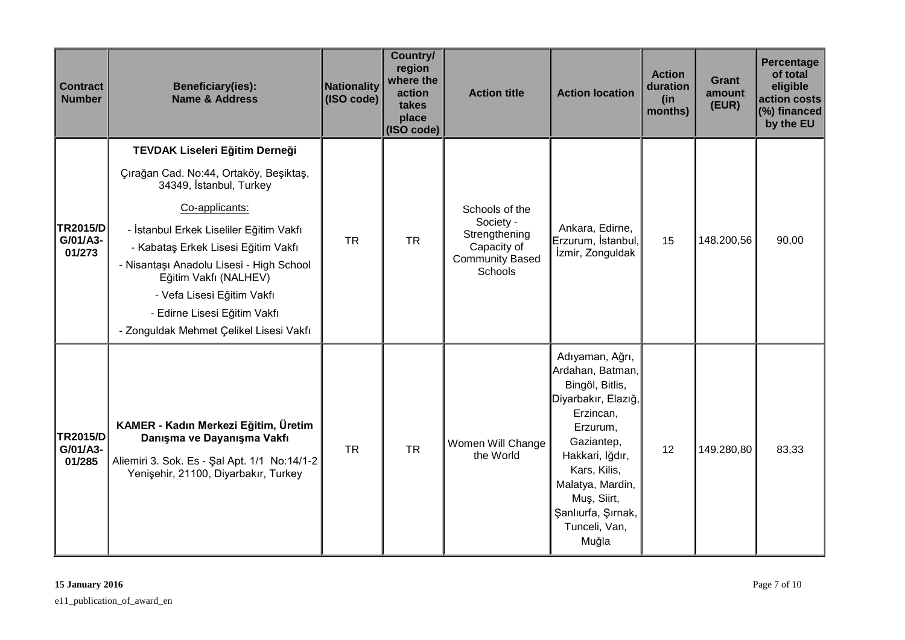| Contract Number | Beneficiary(ies): Name & Address | Nationality (ISO code) | Country/ region where the action takes place (ISO code) | Action title | Action location | Action duration (in months) | Grant amount (EUR) | Percentage of total eligible action costs (%) financed by the EU |
|---|---|---|---|---|---|---|---|---|
| **TR2015/DG/01/A3-01/273** | **TEVDAK Liseleri Eğitim Derneği**<br>Çırağan Cad. No:44, Ortaköy, Beşiktaş, 34349, İstanbul, Turkey<br>Co-applicants:<br>- İstanbul Erkek Liseliler Eğitim Vakfı<br>- Kabataş Erkek Lisesi Eğitim Vakfı<br>- Nisantaşı Anadolu Lisesi - High School Eğitim Vakfı (NALHEV)<br>- Vefa Lisesi Eğitim Vakfı<br>- Edirne Lisesi Eğitim Vakfı<br>- Zonguldak Mehmet Çelikel Lisesi Vakfı | TR | TR | Schools of the Society - Strengthening Capacity of Community Based Schools | Ankara, Edirne, Erzurum, İstanbul, İzmir, Zonguldak | 15 | 148.200,56 | 90,00 |
| **TR2015/DG/01/A3-01/285** | **KAMER - Kadın Merkezi Eğitim, Üretim Danışma ve Dayanışma Vakfı**<br>Aliemiri 3. Sok. Es - Şal Apt. 1/1 No:14/1-2 Yenişehir, 21100, Diyarbakır, Turkey | TR | TR | Women Will Change the World | Adıyaman, Ağrı, Ardahan, Batman, Bingöl, Bitlis, Diyarbakır, Elazığ, Erzincan, Erzurum, Gaziantep, Hakkari, Iğdır, Kars, Kilis, Malatya, Mardin, Muş, Siirt, Şanlıurfa, Şırnak, Tunceli, Van, Muğla | 12 | 149.280,80 | 83,33 |

**15 January 2016**

e11_publication_of_award_en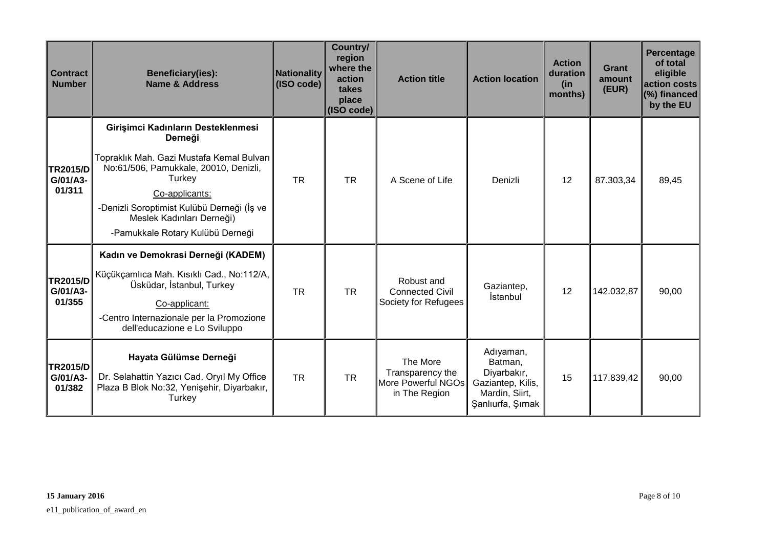| Contract Number | Beneficiary(ies): Name & Address | Nationality (ISO code) | Country/ region where the action takes place (ISO code) | Action title | Action location | Action duration (in months) | Grant amount (EUR) | Percentage of total eligible action costs (%) financed by the EU |
|---|---|---|---|---|---|---|---|---|
| TR2015/DG/01/A3-01/311 | **Girişimci Kadınların Desteklenmesi Derneği**<br>Topraklık Mah. Gazi Mustafa Kemal Bulvarı No:61/506, Pamukkale, 20010, Denizli, Turkey<br>Co-applicants:<br>-Denizli Soroptimist Kulübü Derneği (İş ve Meslek Kadınları Derneği)<br>-Pamukkale Rotary Kulübü Derneği | TR | TR | A Scene of Life | Denizli | 12 | 87.303,34 | 89,45 |
| TR2015/DG/01/A3-01/355 | **Kadın ve Demokrasi Derneği (KADEM)**<br>Küçükçamlıca Mah. Kısıklı Cad., No:112/A, Üsküdar, İstanbul, Turkey<br>Co-applicant:<br>-Centro Internazionale per la Promozione dell'educazione e Lo Sviluppo | TR | TR | Robust and Connected Civil Society for Refugees | Gaziantep, İstanbul | 12 | 142.032,87 | 90,00 |
| TR2015/DG/01/A3-01/382 | **Hayata Gülümse Derneği**<br>Dr. Selahattin Yazıcı Cad. Oryıl My Office Plaza B Blok No:32, Yenişehir, Diyarbakır, Turkey | TR | TR | The More Transparency the More Powerful NGOs in The Region | Adıyaman, Batman, Diyarbakır, Gaziantep, Kilis, Mardin, Siirt, Şanlıurfa, Şırnak | 15 | 117.839,42 | 90,00 |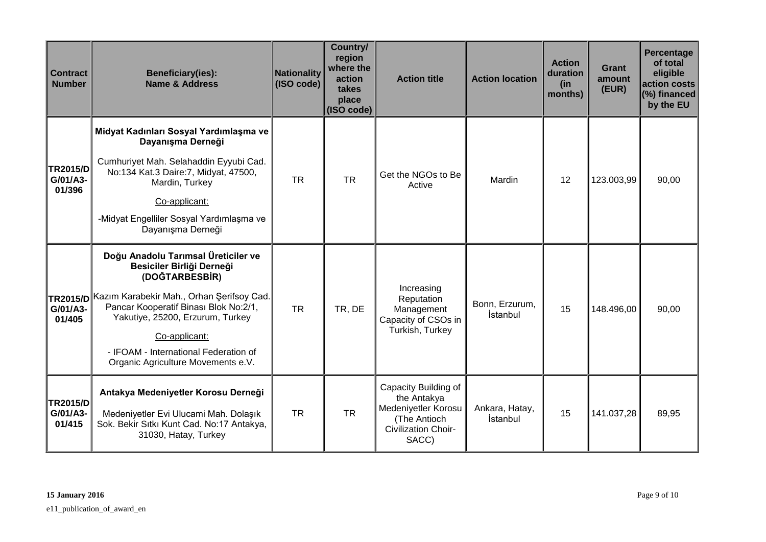| Contract Number | Beneficiary(ies): Name & Address | Nationality (ISO code) | Country/ region where the action takes place (ISO code) | Action title | Action location | Action duration (in months) | Grant amount (EUR) | Percentage of total eligible action costs (%) financed by the EU |
|---|---|---|---|---|---|---|---|---|
| TR2015/DG/01/A3-01/396 | **Midyat Kadınları Sosyal Yardımlaşma ve Dayanışma Derneği**<br>Cumhuriyet Mah. Selahaddin Eyyubi Cad. No:134 Kat.3 Daire:7, Midyat, 47500, Mardin, Turkey<br>Co-applicant:<br>-Midyat Engelliler Sosyal Yardımlaşma ve Dayanışma Derneği | TR | TR | Get the NGOs to Be Active | Mardin | 12 | 123.003,99 | 90,00 |
| TR2015/DG/01/A3-01/405 | **Doğu Anadolu Tarımsal Üreticiler ve Besiciler Birliği Derneği (DOĞTARBESBİR)**<br>Kazım Karabekir Mah., Orhan Şerifsoy Cad. Pancar Kooperatif Binası Blok No:2/1, Yakutiye, 25200, Erzurum, Turkey<br>Co-applicant:<br>- IFOAM - International Federation of Organic Agriculture Movements e.V. | TR | TR, DE | Increasing Reputation Management Capacity of CSOs in Turkish, Turkey | Bonn, Erzurum, İstanbul | 15 | 148.496,00 | 90,00 |
| TR2015/DG/01/A3-01/415 | **Antakya Medeniyetler Korosu Derneği**<br>Medeniyetler Evi Ulucami Mah. Dolaşık Sok. Bekir Sıtkı Kunt Cad. No:17 Antakya, 31030, Hatay, Turkey | TR | TR | Capacity Building of the Antakya Medeniyetler Korosu (The Antioch Civilization Choir-SACC) | Ankara, Hatay, İstanbul | 15 | 141.037,28 | 89,95 |

**15 January 2016**

e11_publication_of_award_en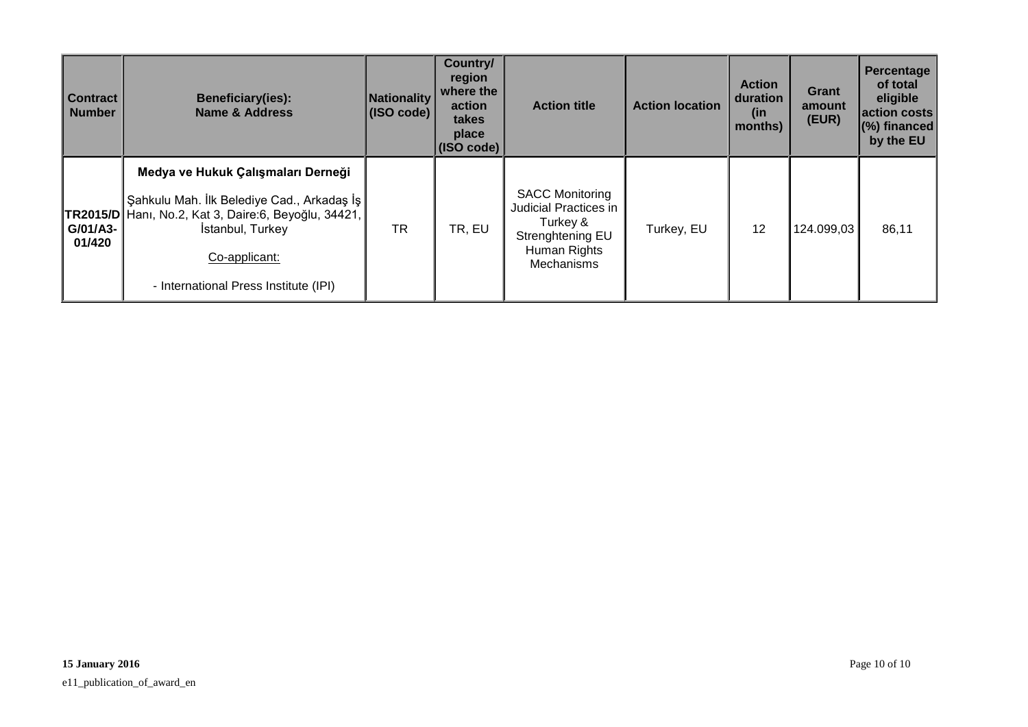| Contract Number | Beneficiary(ies): Name & Address | Nationality (ISO code) | Country/ region where the action takes place (ISO code) | Action title | Action location | Action duration (in months) | Grant amount (EUR) | Percentage of total eligible action costs (%) financed by the EU |
|---|---|---|---|---|---|---|---|---|
| TR2015/DG/01/A3-01/420 | **Medya ve Hukuk Çalışmaları Derneği**<br>Şahkulu Mah. İlk Belediye Cad., Arkadaş İş Hanı, No.2, Kat 3, Daire:6, Beyoğlu, 34421, İstanbul, Turkey<br>Co-applicant:<br>- International Press Institute (IPI) | TR | TR, EU | SACC Monitoring Judicial Practices in Turkey & Strenghtening EU Human Rights Mechanisms | Turkey, EU | 12 | 124.099,03 | 86,11 |

**15 January 2016**

e11_publication_of_award_en